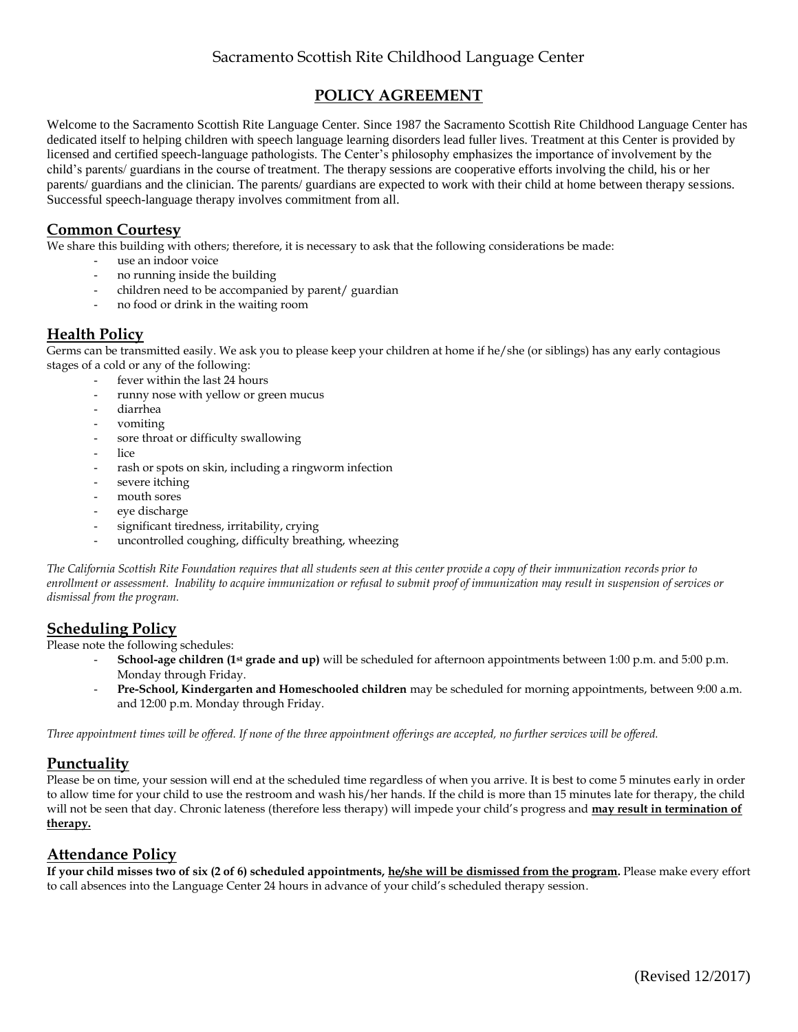Sacramento Scottish Rite Childhood Language Center

# POLICY AGREEMENT

Welcome to the Sacramento Scottish Rite Language Center. Since 1987 the Sacramento Scottish Rite Childhood Language Center has dedicated itself to helping children with speech language learning disorders lead fuller lives. Treatment at this Center is provided by licensed and certified speech-language pathologists. The Center's philosophy emphasizes the importance of involvement by the child's parents/ guardians in the course of treatment. The therapy sessions are cooperative efforts involving the child, his or her parents/ guardians and the clinician. The parents/ guardians are expected to work with their child at home between therapy sessions. Successful speech-language therapy involves commitment from all.

## Common Courtesy

We share this building with others; therefore, it is necessary to ask that the following considerations be made:

- use an indoor voice
- no running inside the building
- children need to be accompanied by parent/ guardian
- no food or drink in the waiting room

## Health Policy

Germs can be transmitted easily. We ask you to please keep your children at home if he/she (or siblings) has any early contagious stages of a cold or any of the following:

- fever within the last 24 hours
- runny nose with yellow or green mucus
- diarrhea
- vomiting
- sore throat or difficulty swallowing
- lice
- rash or spots on skin, including a ringworm infection
- severe itching
- mouth sores
- eye discharge
- significant tiredness, irritability, crying
- uncontrolled coughing, difficulty breathing, wheezing

*The California Scottish Rite Foundation requires that all students seen at this center provide a copy of their immunization records prior to enrollment or assessment. Inability to acquire immunization or refusal to submit proof of immunization may result in suspension of services or dismissal from the program.*

## Scheduling Policy

Please note the following schedules:

- **School-age children (1st grade and up)** will be scheduled for afternoon appointments between 1:00 p.m. and 5:00 p.m. Monday through Friday.
- **Pre-School, Kindergarten and Homeschooled children** may be scheduled for morning appointments, between 9:00 a.m. and 12:00 p.m. Monday through Friday.

*Three appointment times will be offered. If none of the three appointment offerings are accepted, no further services will be offered.*

## Punctuality

Please be on time, your session will end at the scheduled time regardless of when you arrive. It is best to come 5 minutes early in order to allow time for your child to use the restroom and wash his/her hands. If the child is more than 15 minutes late for therapy, the child will not be seen that day. Chronic lateness (therefore less therapy) will impede your child's progress and **may result in termination of therapy.**

## Attendance Policy

**If your child misses two of six (2 of 6) scheduled appointments, he/she will be dismissed from the program.** Please make every effort to call absences into the Language Center 24 hours in advance of your child's scheduled therapy session.

(Revised 12/2017)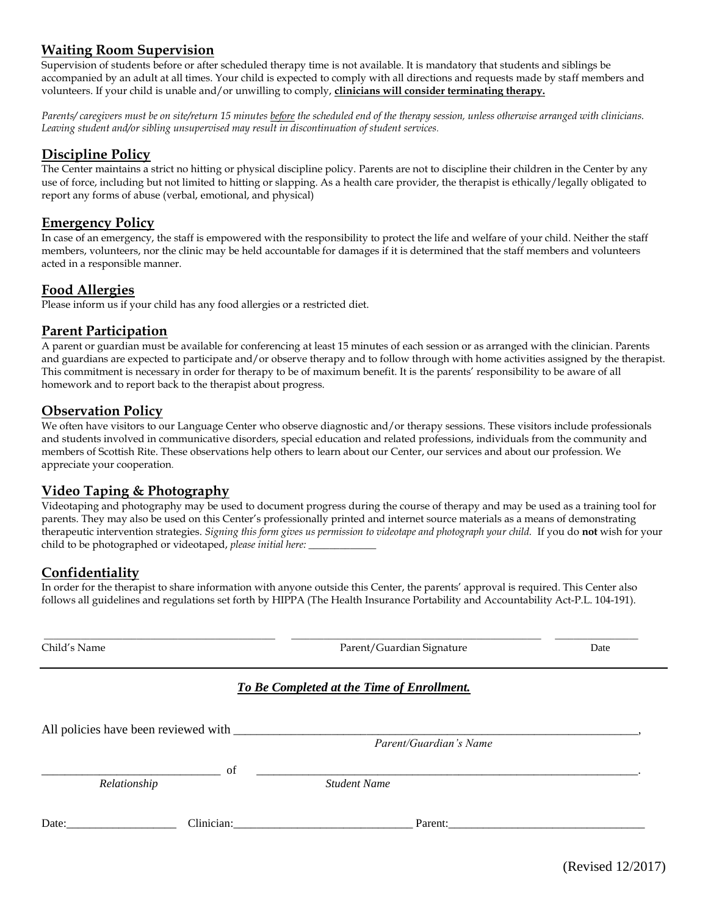## Waiting Room Supervision

Supervision of students before or after scheduled therapy time is not available. It is mandatory that students and siblings be accompanied by an adult at all times. Your child is expected to comply with all directions and requests made by staff members and volunteers. If your child is unable and/or unwilling to comply, **clinicians will consider terminating therapy.**

*Parents/ caregivers must be on site/return 15 minutes before the scheduled end of the therapy session, unless otherwise arranged with clinicians. Leaving student and/or sibling unsupervised may result in discontinuation of student services.*

## Discipline Policy

The Center maintains a strict no hitting or physical discipline policy. Parents are not to discipline their children in the Center by any use of force, including but not limited to hitting or slapping. As a health care provider, the therapist is ethically/legally obligated to report any forms of abuse (verbal, emotional, and physical)

## Emergency Policy

In case of an emergency, the staff is empowered with the responsibility to protect the life and welfare of your child. Neither the staff members, volunteers, nor the clinic may be held accountable for damages if it is determined that the staff members and volunteers acted in a responsible manner.

## Food Allergies

Please inform us if your child has any food allergies or a restricted diet.

## Parent Participation

A parent or guardian must be available for conferencing at least 15 minutes of each session or as arranged with the clinician. Parents and guardians are expected to participate and/or observe therapy and to follow through with home activities assigned by the therapist. This commitment is necessary in order for therapy to be of maximum benefit. It is the parents' responsibility to be aware of all homework and to report back to the therapist about progress.

## Observation Policy

We often have visitors to our Language Center who observe diagnostic and/or therapy sessions. These visitors include professionals and students involved in communicative disorders, special education and related professions, individuals from the community and members of Scottish Rite. These observations help others to learn about our Center, our services and about our profession. We appreciate your cooperation.

## Video Taping & Photography

Videotaping and photography may be used to document progress during the course of therapy and may be used as a training tool for parents. They may also be used on this Center's professionally printed and internet source materials as a means of demonstrating therapeutic intervention strategies. *Signing this form gives us permission to videotape and photograph your child.* If you do **not** wish for your child to be photographed or videotaped, *please initial here:* _____________

## Confidentiality

In order for the therapist to share information with anyone outside this Center, the parents' approval is required. This Center also follows all guidelines and regulations set forth by HIPPA (The Health Insurance Portability and Accountability Act-P.L. 104-191).

_________________________________________ _____________________________________________ _______________

Child's Name Parent/Guardian Signature Date

---

***To Be Completed at the Time of Enrollment.***

All policies have been reviewed with ______________________________________________________________________,

*Parent/Guardian's Name*

______________________________ of _________________________________________________________________.

*Relationship* *Student Name*

Date:___________________ Clinician:_______________________________ Parent:__________________________________

(Revised 12/2017)